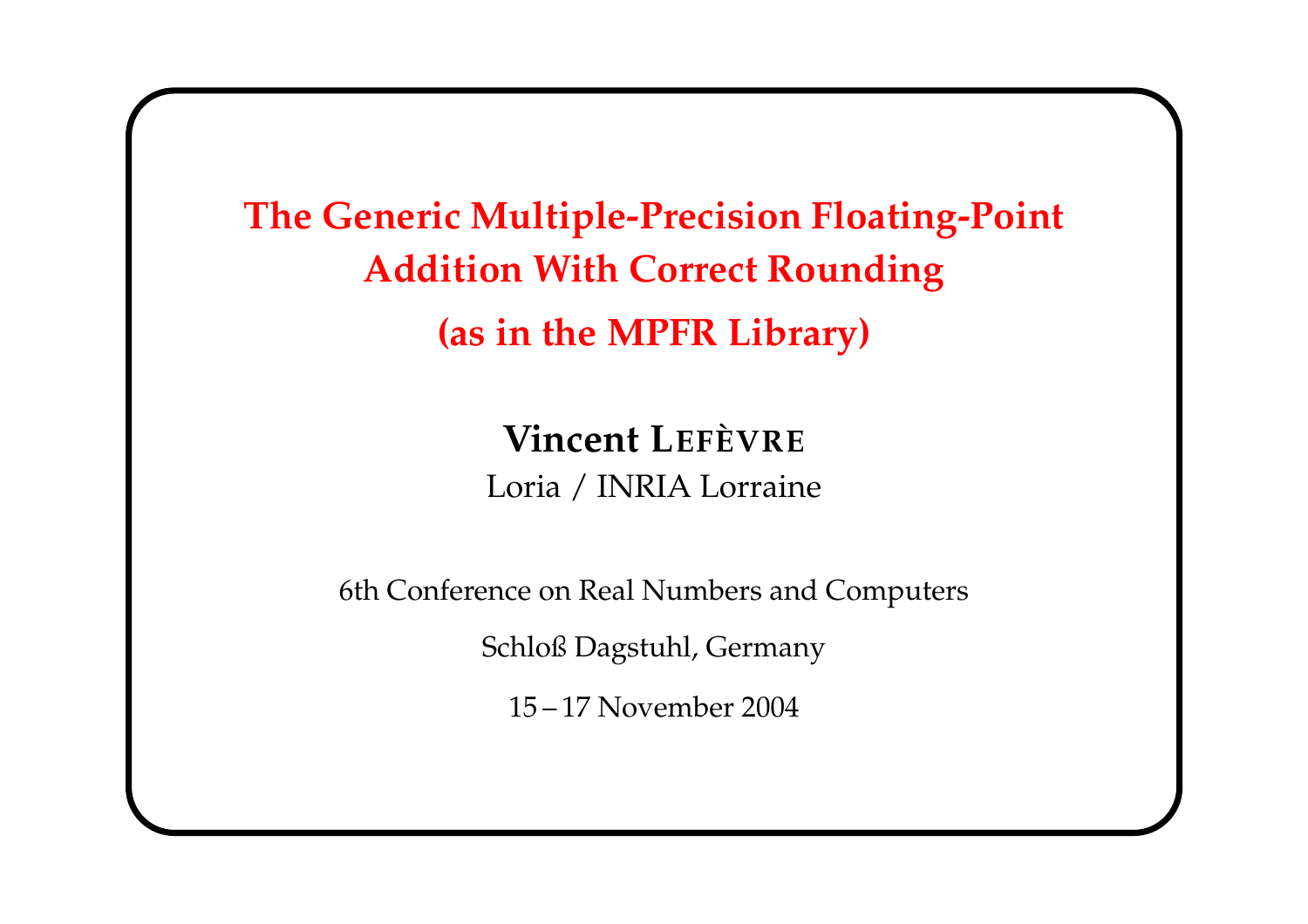# The Generic Multiple-Precision Floating-Point Addition With Correct Rounding

# (as in the MPFR Library)

**Vincent Lefèvre**

Loria / INRIA Lorraine

6th Conference on Real Numbers and Computers

Schloß Dagstuhl, Germany

15 – 17 November 2004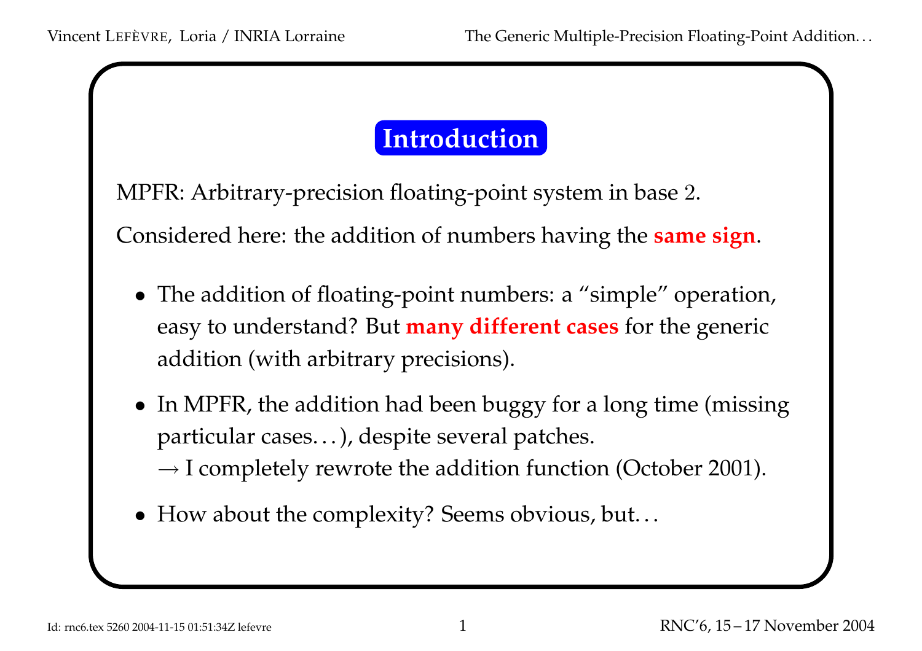# Introduction

MPFR: Arbitrary-precision floating-point system in base 2.

Considered here: the addition of numbers having the **same sign**.

- The addition of floating-point numbers: a “simple” operation, easy to understand? But **many different cases** for the generic addition (with arbitrary precisions).
- In MPFR, the addition had been buggy for a long time (missing particular cases…), despite several patches.
  $\rightarrow$ I completely rewrote the addition function (October 2001).
- How about the complexity? Seems obvious, but…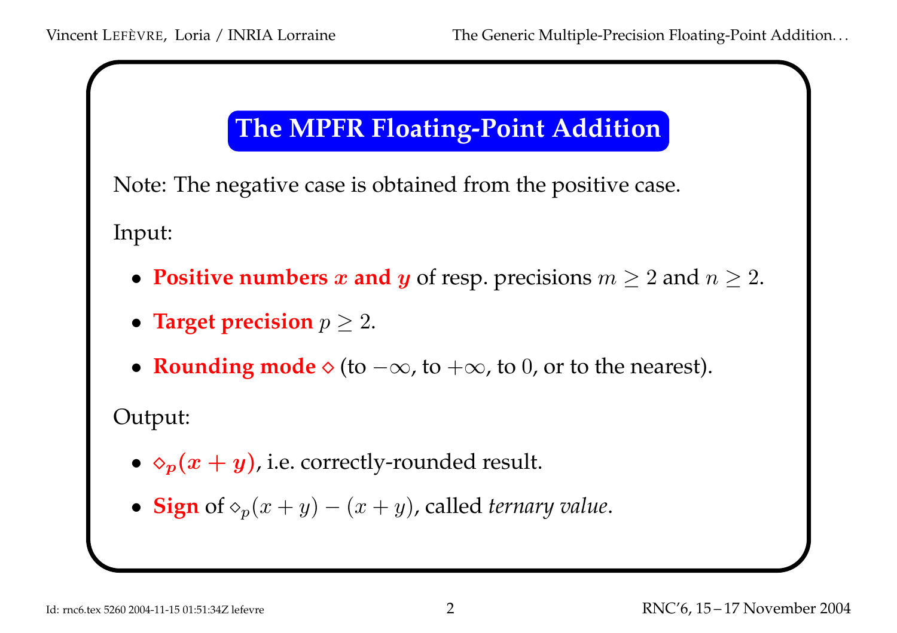# The MPFR Floating-Point Addition

Note: The negative case is obtained from the positive case.

Input:

- **Positive numbers $x$ and $y$** of resp. precisions $m \geq 2$ and $n \geq 2$.
- **Target precision** $p \geq 2$.
- **Rounding mode** $\diamond$ (to $-\infty$, to $+\infty$, to $0$, or to the nearest).

Output:

- $\diamond_p(x + y)$, i.e. correctly-rounded result.
- **Sign** of $\diamond_p(x + y) - (x + y)$, called *ternary value*.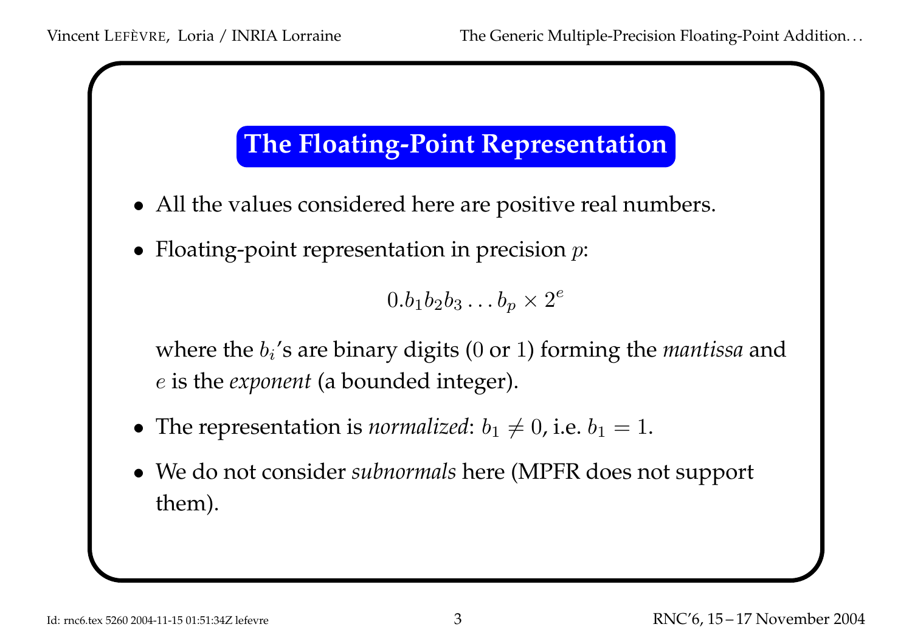## The Floating-Point Representation

- All the values considered here are positive real numbers.
- Floating-point representation in precision $p$:

$$0.b_1 b_2 b_3 \ldots b_p \times 2^e$$

  where the $b_i$'s are binary digits (0 or 1) forming the *mantissa* and $e$ is the *exponent* (a bounded integer).

- The representation is *normalized*: $b_1 \neq 0$, i.e. $b_1 = 1$.
- We do not consider *subnormals* here (MPFR does not support them).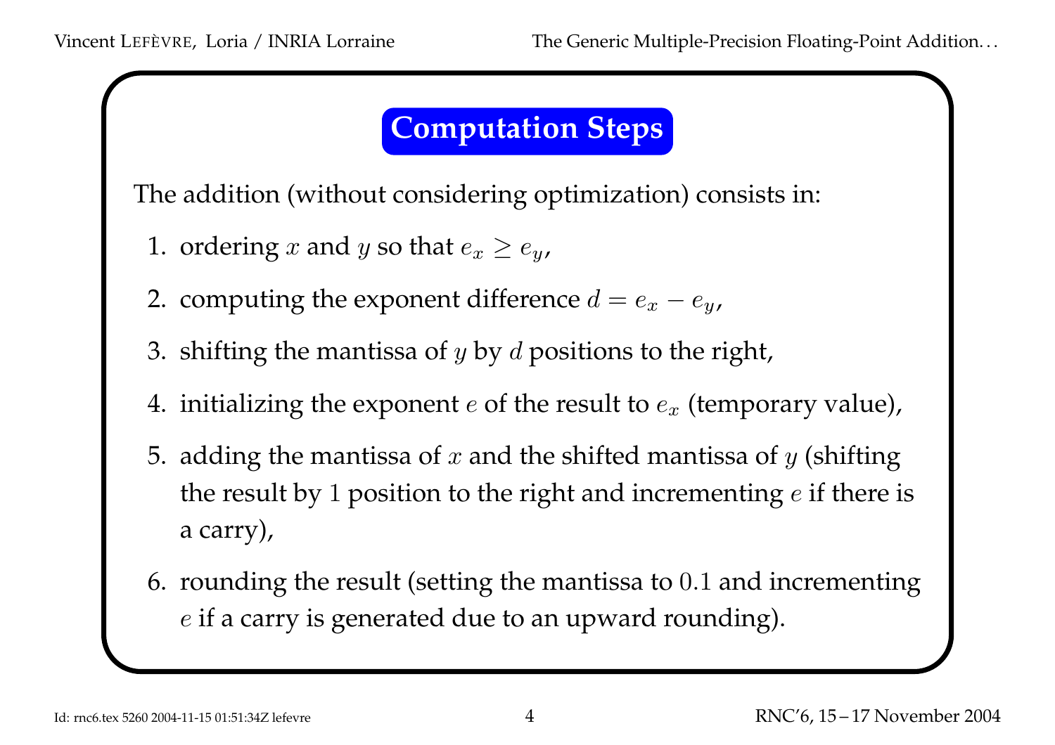## Computation Steps

The addition (without considering optimization) consists in:

1. ordering $x$ and $y$ so that $e_x \geq e_y$,
2. computing the exponent difference $d = e_x - e_y$,
3. shifting the mantissa of $y$ by $d$ positions to the right,
4. initializing the exponent $e$ of the result to $e_x$ (temporary value),
5. adding the mantissa of $x$ and the shifted mantissa of $y$ (shifting the result by $1$ position to the right and incrementing $e$ if there is a carry),
6. rounding the result (setting the mantissa to $0.1$ and incrementing $e$ if a carry is generated due to an upward rounding).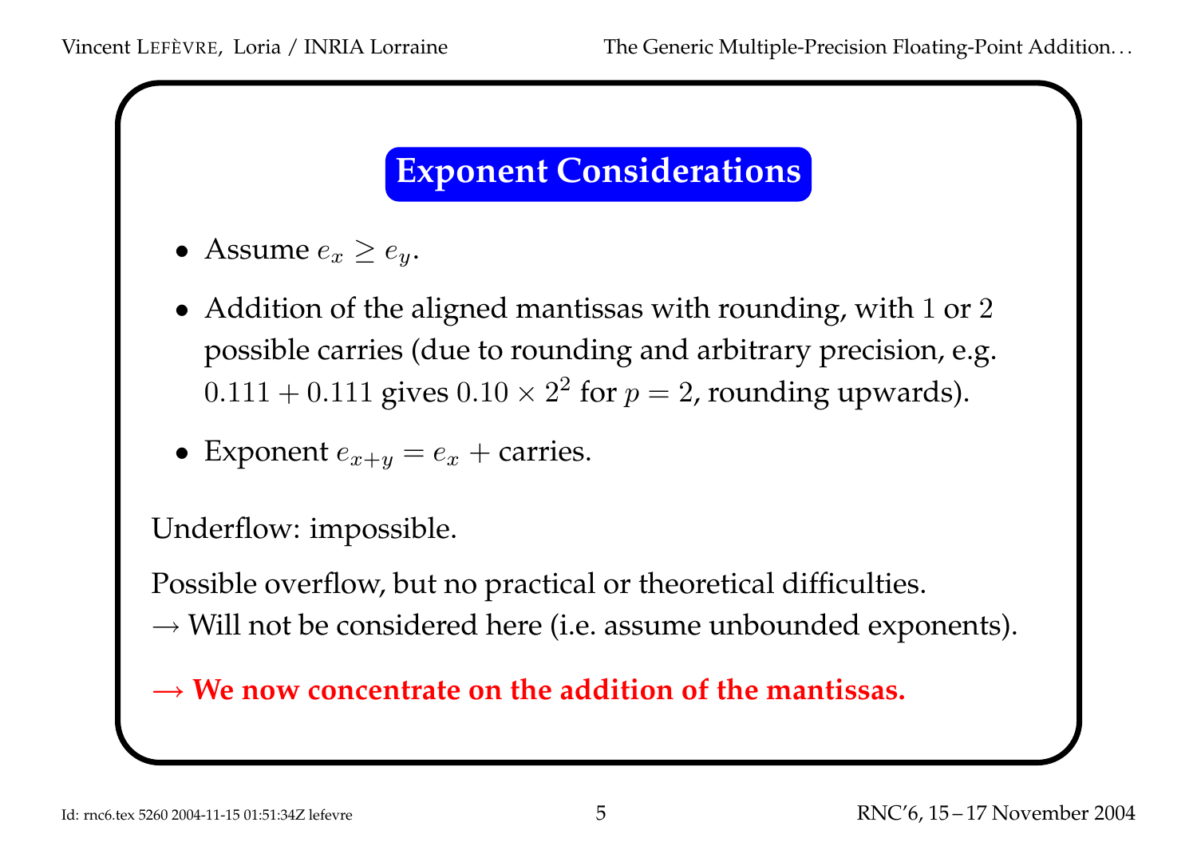## Exponent Considerations

- Assume $e_x \geq e_y$.
- Addition of the aligned mantissas with rounding, with $1$ or $2$ possible carries (due to rounding and arbitrary precision, e.g. $0.111 + 0.111$ gives $0.10 \times 2^2$ for $p = 2$, rounding upwards).
- Exponent $e_{x+y} = e_x +$ carries.

Underflow: impossible.

Possible overflow, but no practical or theoretical difficulties.
$\rightarrow$ Will not be considered here (i.e. assume unbounded exponents).

**$\rightarrow$ We now concentrate on the addition of the mantissas.**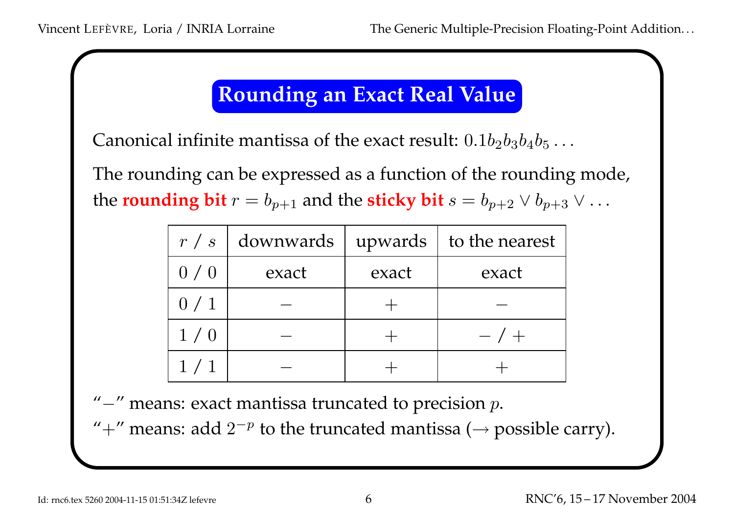# Rounding an Exact Real Value

Canonical infinite mantissa of the exact result: $0.1b_2b_3b_4b_5\ldots$

The rounding can be expressed as a function of the rounding mode, the **rounding bit** $r = b_{p+1}$ and the **sticky bit** $s = b_{p+2} \vee b_{p+3} \vee \ldots$

| $r$ / $s$ | downwards | upwards | to the nearest |
|---|---|---|---|
| 0 / 0 | exact | exact | exact |
| 0 / 1 | $-$ | $+$ | $-$ |
| 1 / 0 | $-$ | $+$ | $-$ / $+$ |
| 1 / 1 | $-$ | $+$ | $+$ |

"$-$" means: exact mantissa truncated to precision $p$.

"$+$" means: add $2^{-p}$ to the truncated mantissa ($\rightarrow$ possible carry).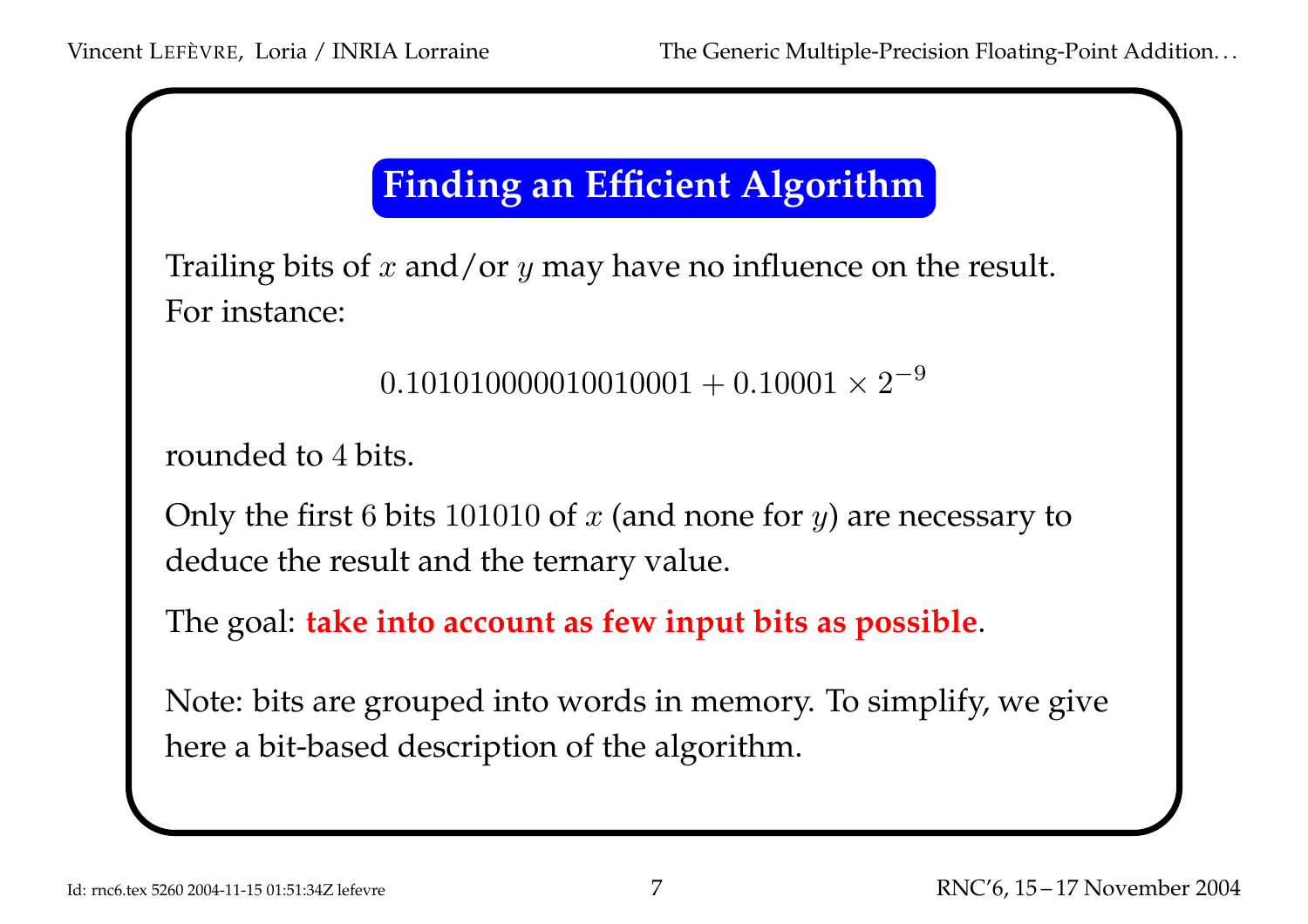# Finding an Efficient Algorithm

Trailing bits of $x$ and/or $y$ may have no influence on the result.
For instance:

$$0.101010000010010001 + 0.10001 \times 2^{-9}$$

rounded to $4$ bits.

Only the first $6$ bits $101010$ of $x$ (and none for $y$) are necessary to deduce the result and the ternary value.

The goal: **take into account as few input bits as possible**.

Note: bits are grouped into words in memory. To simplify, we give here a bit-based description of the algorithm.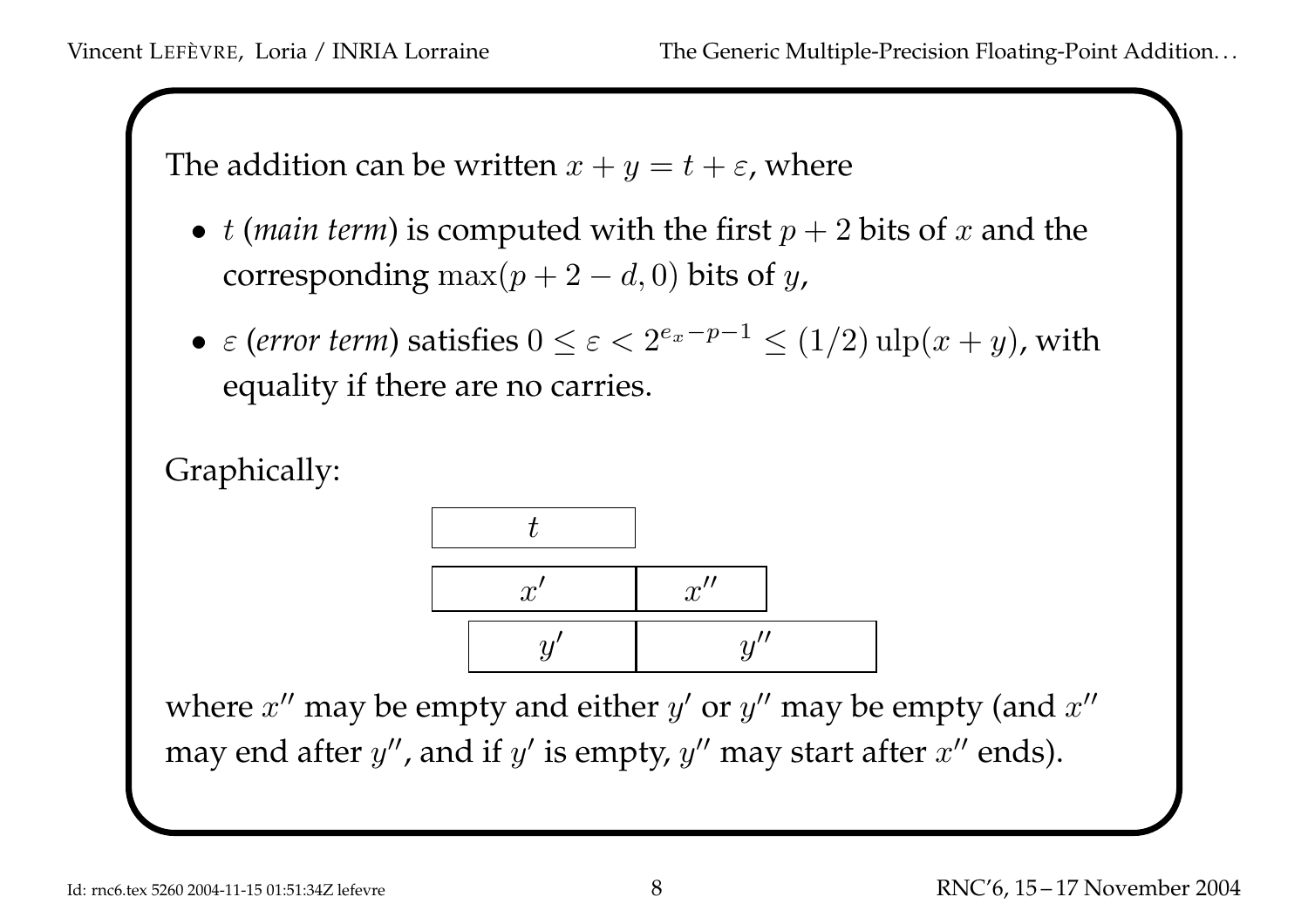The addition can be written $x + y = t + \varepsilon$, where

- $t$ (*main term*) is computed with the first $p + 2$ bits of $x$ and the corresponding $\max(p + 2 - d, 0)$ bits of $y$,
- $\varepsilon$ (*error term*) satisfies $0 \leq \varepsilon < 2^{e_x - p - 1} \leq (1/2)\,\mathrm{ulp}(x + y)$, with equality if there are no carries.

Graphically:

| $t$ | |
|---|---|
| $x'$ | $x''$ |
| $y'$ | $y''$ |

where $x''$ may be empty and either $y'$ or $y''$ may be empty (and $x''$ may end after $y''$, and if $y'$ is empty, $y''$ may start after $x''$ ends).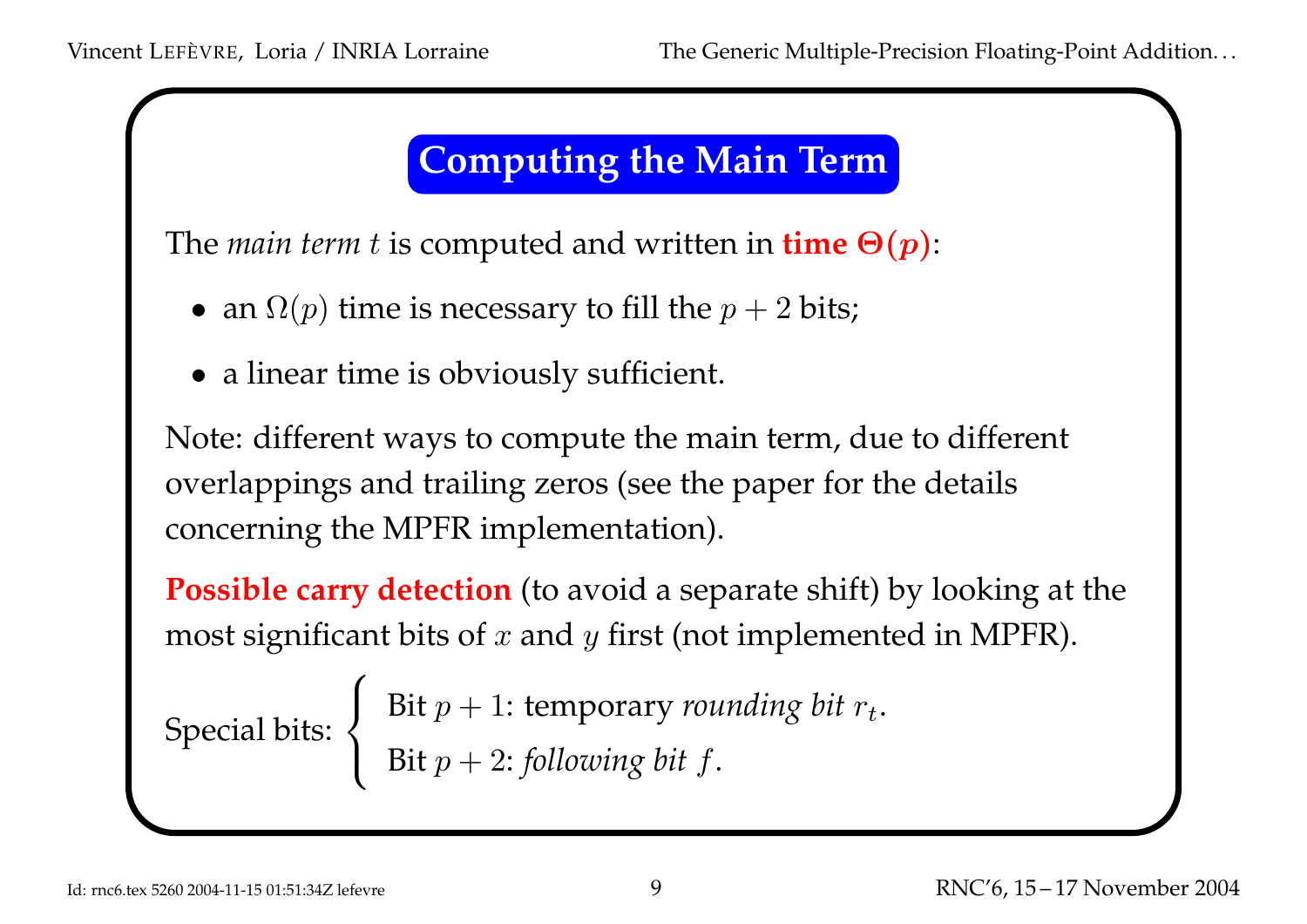## Computing the Main Term

The *main term* $t$ is computed and written in **time $\Theta(p)$**:

- an $\Omega(p)$ time is necessary to fill the $p+2$ bits;
- a linear time is obviously sufficient.

Note: different ways to compute the main term, due to different overlappings and trailing zeros (see the paper for the details concerning the MPFR implementation).

**Possible carry detection** (to avoid a separate shift) by looking at the most significant bits of $x$ and $y$ first (not implemented in MPFR).

Special bits:
- Bit $p+1$: temporary *rounding bit* $r_t$.
- Bit $p+2$: *following bit* $f$.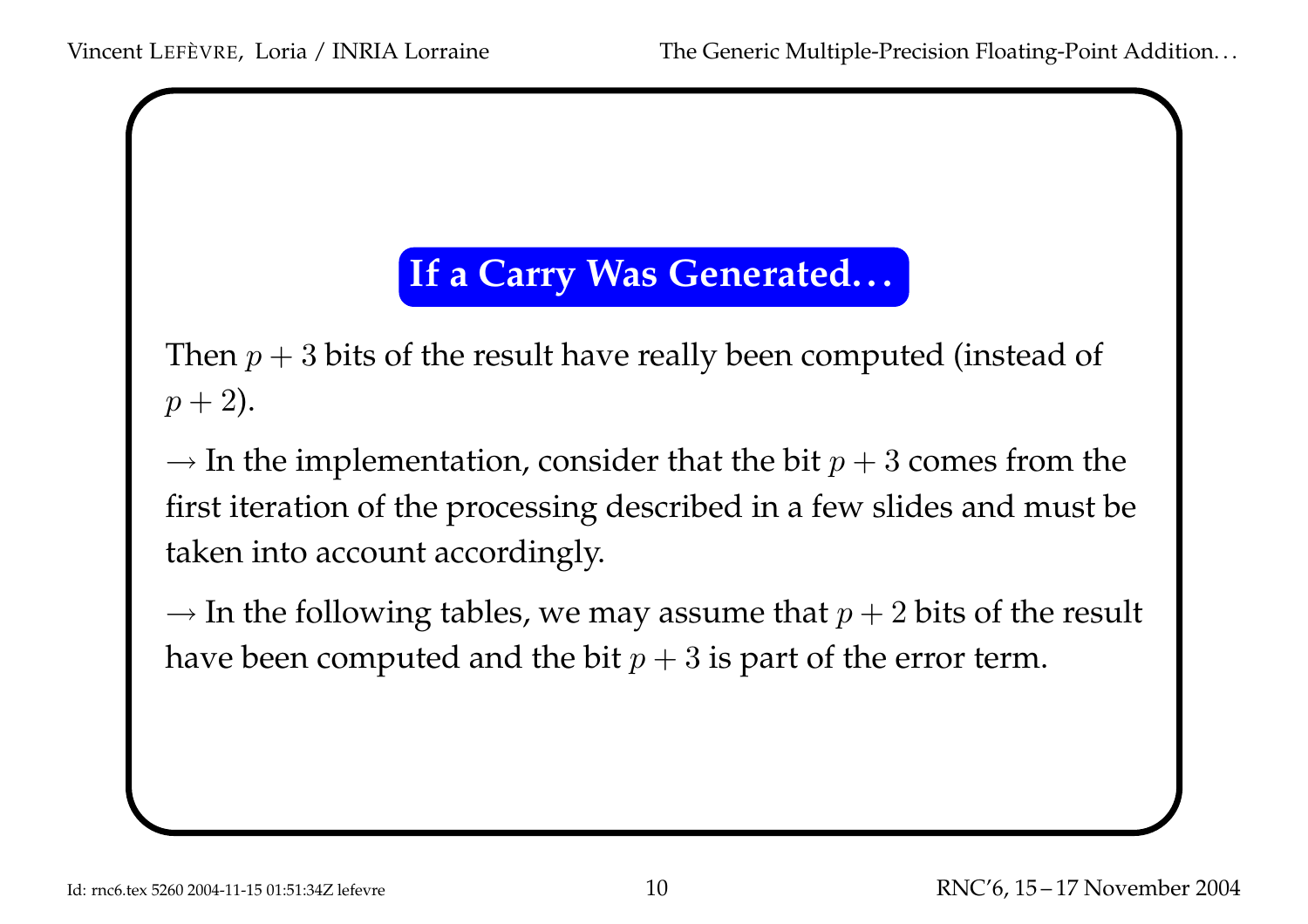## If a Carry Was Generated…

Then $p + 3$ bits of the result have really been computed (instead of $p + 2$).

$\rightarrow$ In the implementation, consider that the bit $p + 3$ comes from the first iteration of the processing described in a few slides and must be taken into account accordingly.

$\rightarrow$ In the following tables, we may assume that $p + 2$ bits of the result have been computed and the bit $p + 3$ is part of the error term.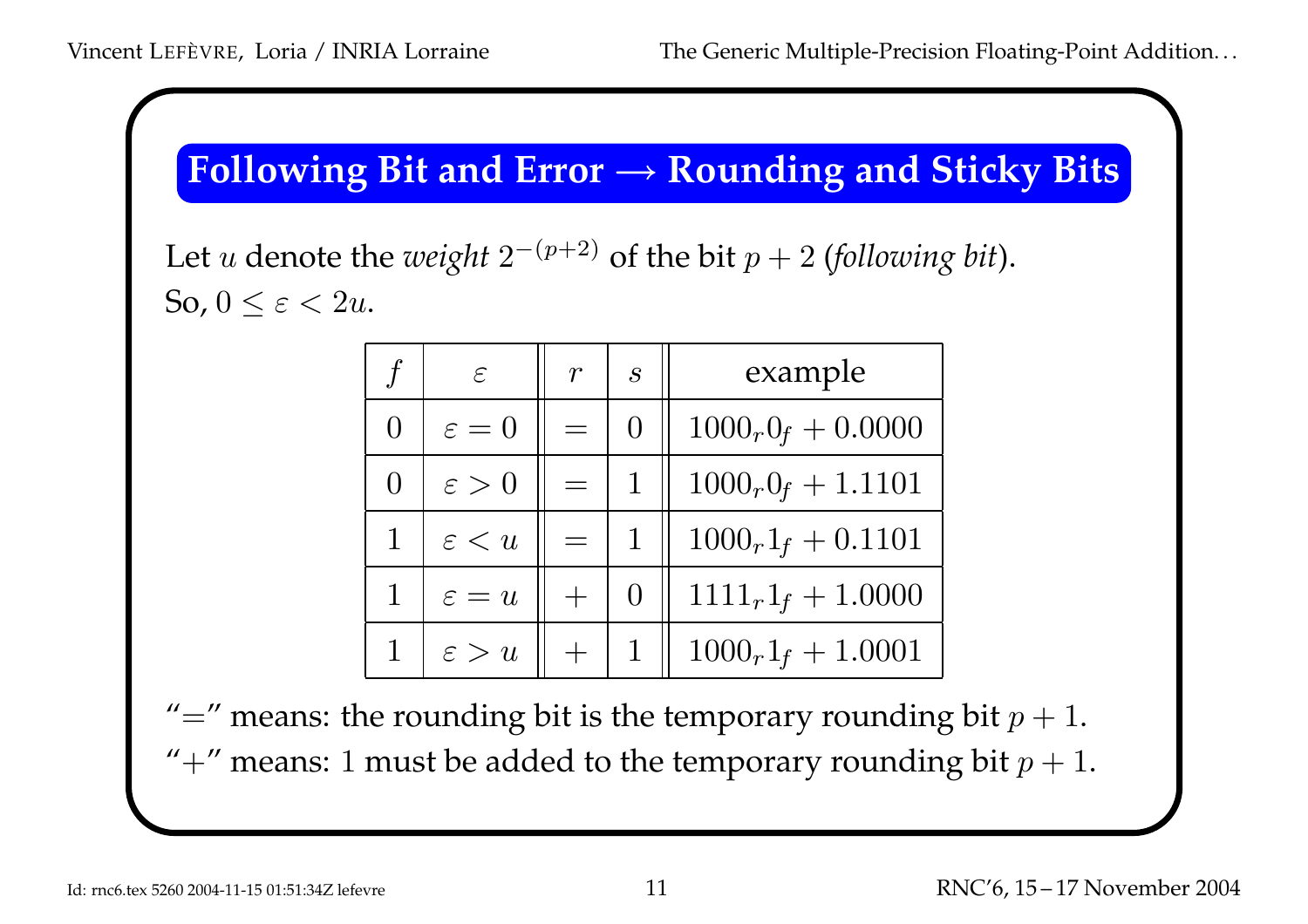## Following Bit and Error → Rounding and Sticky Bits

Let $u$ denote the *weight* $2^{-(p+2)}$ of the bit $p+2$ (*following bit*).
So, $0 \leq \varepsilon < 2u$.

| $f$ | $\varepsilon$ | $r$ | $s$ | example |
|---|---|---|---|---|
| 0 | $\varepsilon = 0$ | $=$ | 0 | $1000_r 0_f + 0.0000$ |
| 0 | $\varepsilon > 0$ | $=$ | 1 | $1000_r 0_f + 1.1101$ |
| 1 | $\varepsilon < u$ | $=$ | 1 | $1000_r 1_f + 0.1101$ |
| 1 | $\varepsilon = u$ | $+$ | 0 | $1111_r 1_f + 1.0000$ |
| 1 | $\varepsilon > u$ | $+$ | 1 | $1000_r 1_f + 1.0001$ |

"$=$" means: the rounding bit is the temporary rounding bit $p+1$.
"$+$" means: $1$ must be added to the temporary rounding bit $p+1$.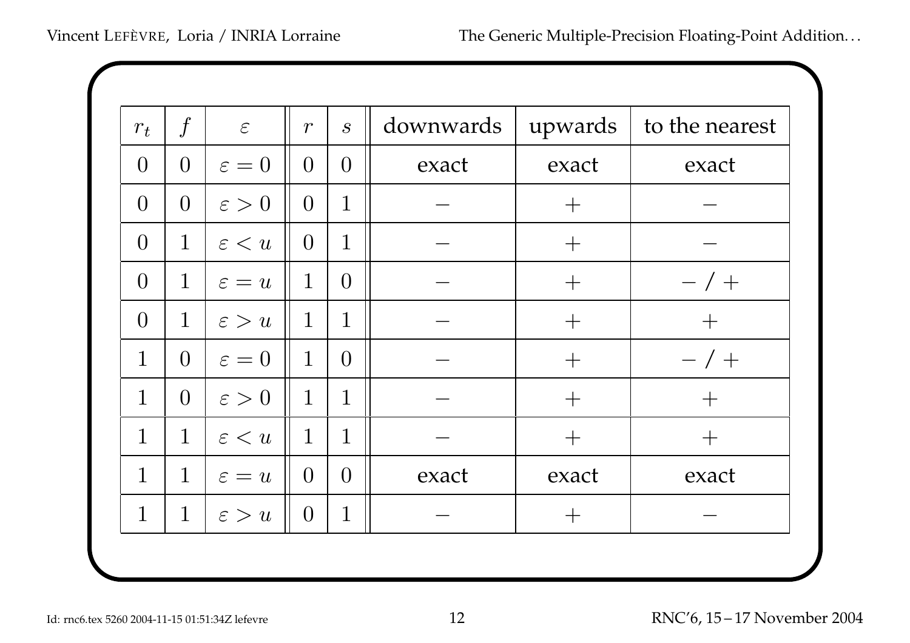| $r_t$ | $f$ | $\varepsilon$ | $r$ | $s$ | downwards | upwards | to the nearest |
|---|---|---|---|---|---|---|---|
| $0$ | $0$ | $\varepsilon = 0$ | $0$ | $0$ | exact | exact | exact |
| $0$ | $0$ | $\varepsilon > 0$ | $0$ | $1$ | $-$ | $+$ | $-$ |
| $0$ | $1$ | $\varepsilon < u$ | $0$ | $1$ | $-$ | $+$ | $-$ |
| $0$ | $1$ | $\varepsilon = u$ | $1$ | $0$ | $-$ | $+$ | $- / +$ |
| $0$ | $1$ | $\varepsilon > u$ | $1$ | $1$ | $-$ | $+$ | $+$ |
| $1$ | $0$ | $\varepsilon = 0$ | $1$ | $0$ | $-$ | $+$ | $- / +$ |
| $1$ | $0$ | $\varepsilon > 0$ | $1$ | $1$ | $-$ | $+$ | $+$ |
| $1$ | $1$ | $\varepsilon < u$ | $1$ | $1$ | $-$ | $+$ | $+$ |
| $1$ | $1$ | $\varepsilon = u$ | $0$ | $0$ | exact | exact | exact |
| $1$ | $1$ | $\varepsilon > u$ | $0$ | $1$ | $-$ | $+$ | $-$ |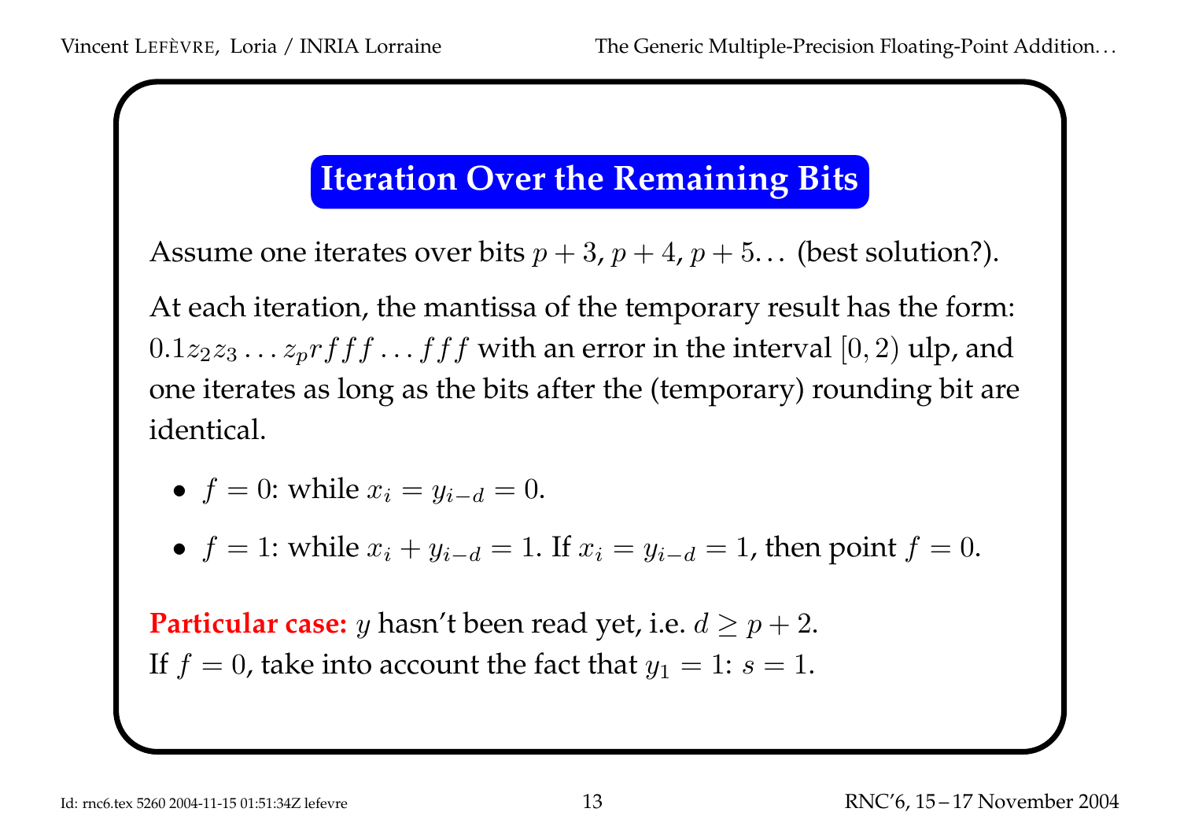## Iteration Over the Remaining Bits

Assume one iterates over bits $p+3$, $p+4$, $p+5\ldots$ (best solution?).

At each iteration, the mantissa of the temporary result has the form: $0.1z_2z_3\ldots z_p r f f f \ldots f f f$ with an error in the interval $[0, 2)$ ulp, and one iterates as long as the bits after the (temporary) rounding bit are identical.

- $f = 0$: while $x_i = y_{i-d} = 0$.
- $f = 1$: while $x_i + y_{i-d} = 1$. If $x_i = y_{i-d} = 1$, then point $f = 0$.

**Particular case:** $y$ hasn't been read yet, i.e. $d \geq p + 2$.
If $f = 0$, take into account the fact that $y_1 = 1$: $s = 1$.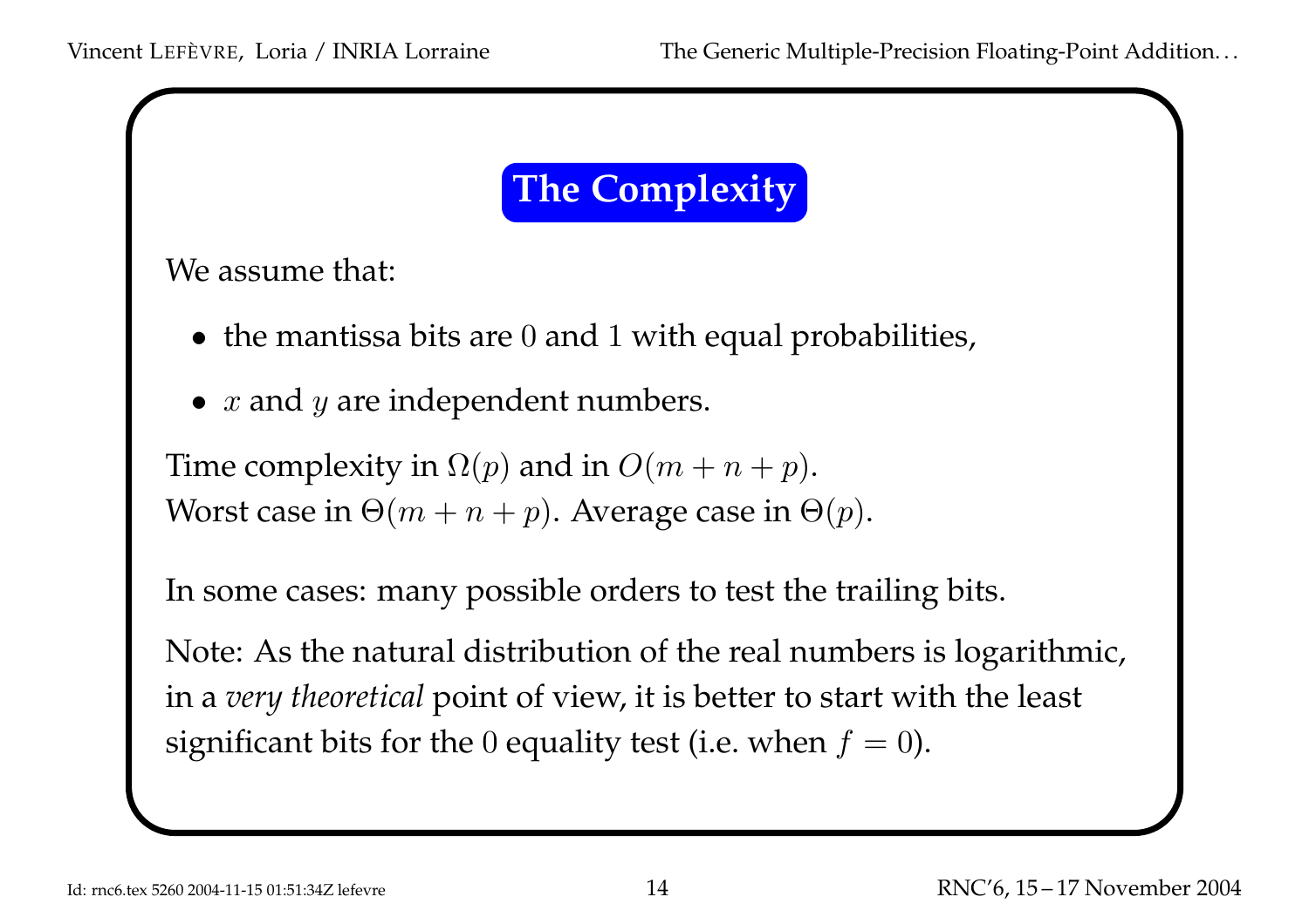## The Complexity

We assume that:

- the mantissa bits are $0$ and $1$ with equal probabilities,
- $x$ and $y$ are independent numbers.

Time complexity in $\Omega(p)$ and in $O(m + n + p)$.
Worst case in $\Theta(m + n + p)$. Average case in $\Theta(p)$.

In some cases: many possible orders to test the trailing bits.

Note: As the natural distribution of the real numbers is logarithmic, in a *very theoretical* point of view, it is better to start with the least significant bits for the $0$ equality test (i.e. when $f = 0$).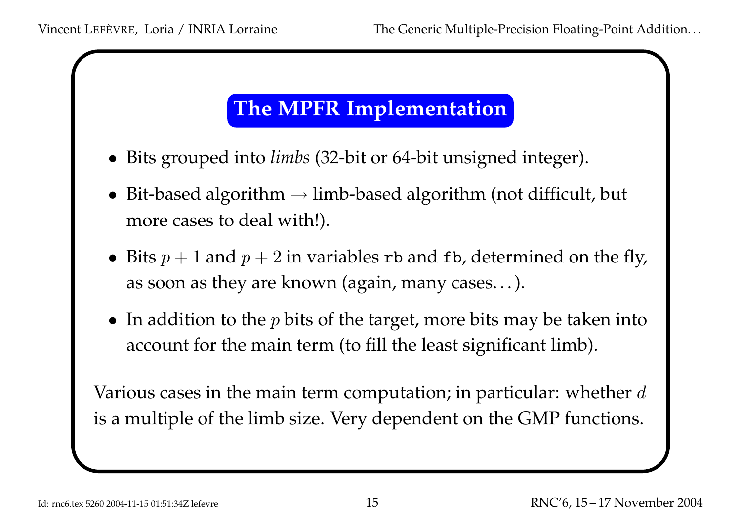## The MPFR Implementation

- Bits grouped into *limbs* (32-bit or 64-bit unsigned integer).
- Bit-based algorithm → limb-based algorithm (not difficult, but more cases to deal with!).
- Bits $p + 1$ and $p + 2$ in variables `rb` and `fb`, determined on the fly, as soon as they are known (again, many cases…).
- In addition to the $p$ bits of the target, more bits may be taken into account for the main term (to fill the least significant limb).

Various cases in the main term computation; in particular: whether $d$ is a multiple of the limb size. Very dependent on the GMP functions.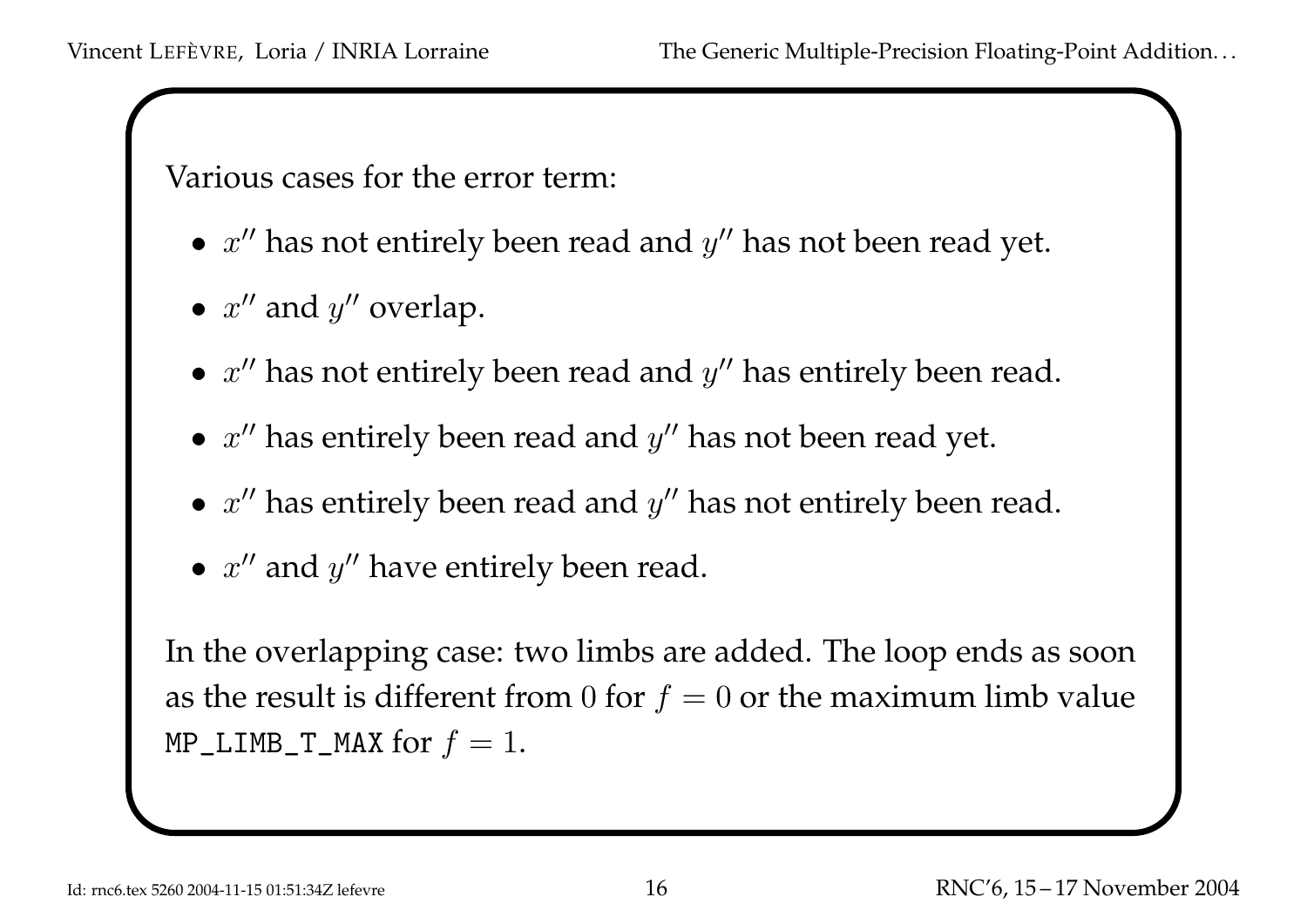Various cases for the error term:

- $x''$ has not entirely been read and $y''$ has not been read yet.
- $x''$ and $y''$ overlap.
- $x''$ has not entirely been read and $y''$ has entirely been read.
- $x''$ has entirely been read and $y''$ has not been read yet.
- $x''$ has entirely been read and $y''$ has not entirely been read.
- $x''$ and $y''$ have entirely been read.

In the overlapping case: two limbs are added. The loop ends as soon as the result is different from $0$ for $f = 0$ or the maximum limb value `MP_LIMB_T_MAX` for $f = 1$.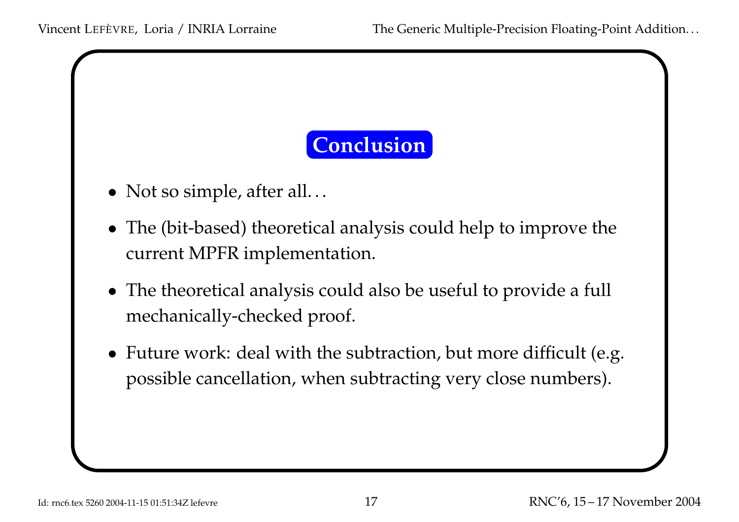## Conclusion

- Not so simple, after all…
- The (bit-based) theoretical analysis could help to improve the current MPFR implementation.
- The theoretical analysis could also be useful to provide a full mechanically-checked proof.
- Future work: deal with the subtraction, but more difficult (e.g. possible cancellation, when subtracting very close numbers).